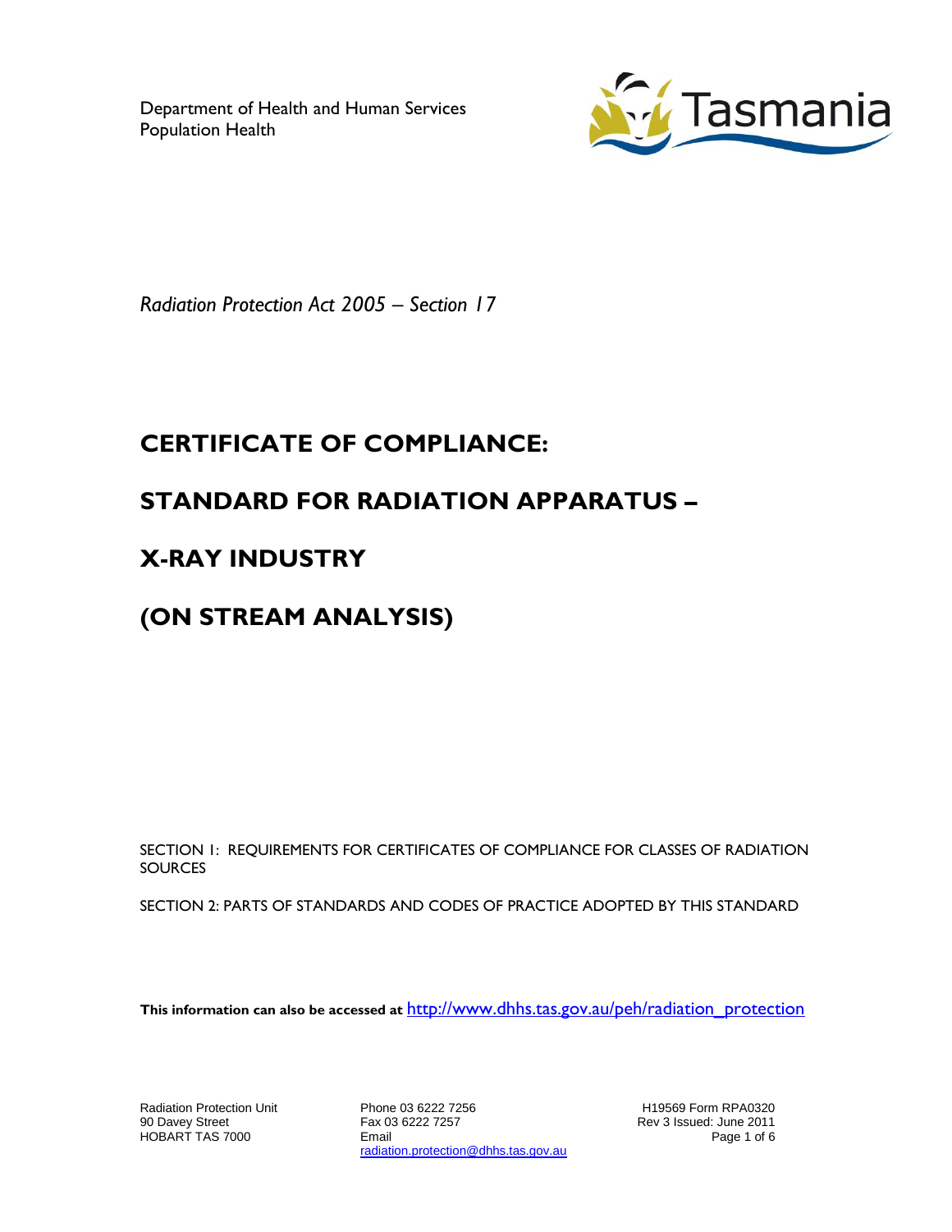Department of Health and Human Services
Population Health

*Radiation Protection Act 2005 – Section 17*

# CERTIFICATE OF COMPLIANCE:

# STANDARD FOR RADIATION APPARATUS –

# X-RAY INDUSTRY

# (ON STREAM ANALYSIS)

SECTION 1: REQUIREMENTS FOR CERTIFICATES OF COMPLIANCE FOR CLASSES OF RADIATION SOURCES

SECTION 2: PARTS OF STANDARDS AND CODES OF PRACTICE ADOPTED BY THIS STANDARD

**This information can also be accessed at** http://www.dhhs.tas.gov.au/peh/radiation_protection

Radiation Protection Unit
90 Davey Street
HOBART TAS 7000

Phone 03 6222 7256
Fax 03 6222 7257
Email
radiation.protection@dhhs.tas.gov.au

H19569 Form RPA0320
Rev 3 Issued: June 2011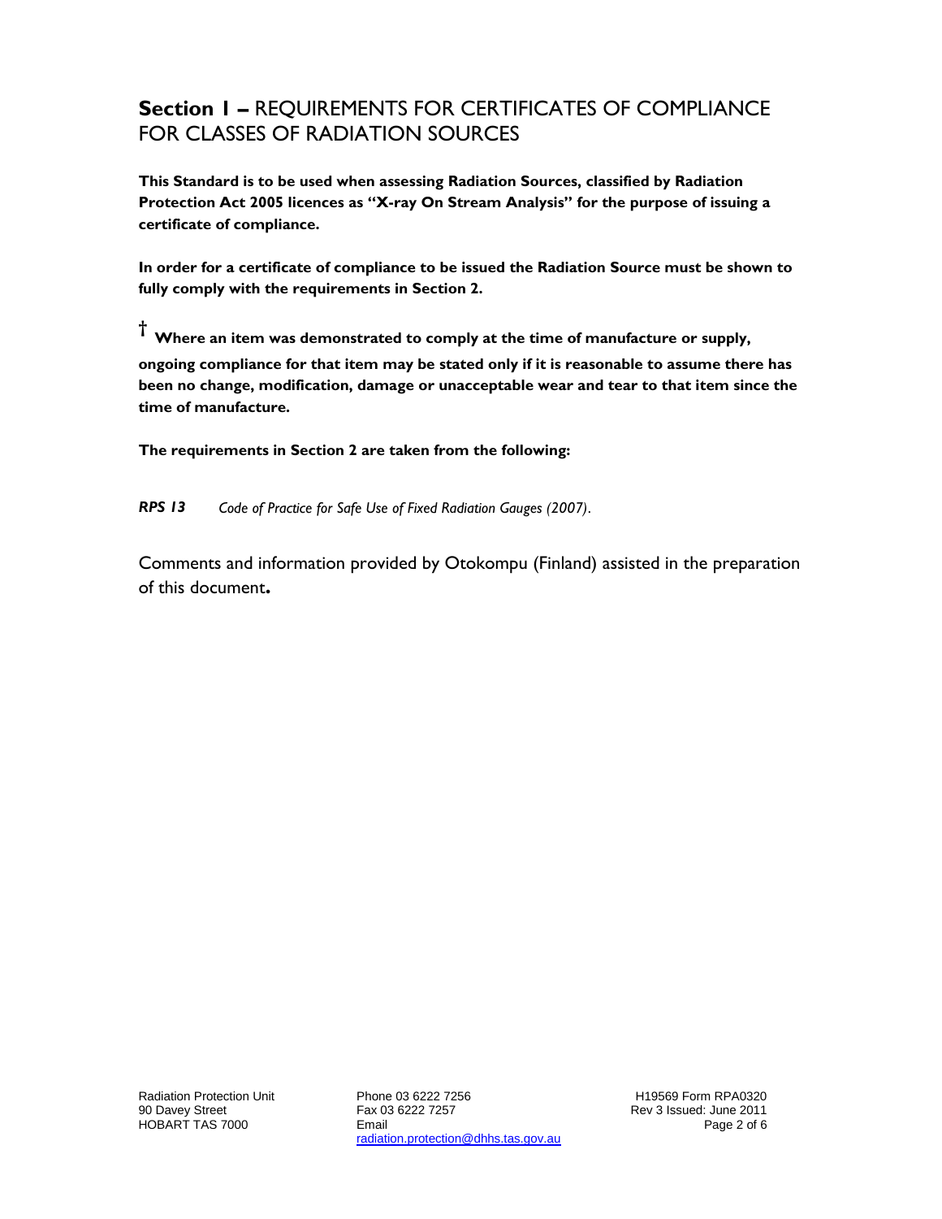## **Section 1 –** REQUIREMENTS FOR CERTIFICATES OF COMPLIANCE FOR CLASSES OF RADIATION SOURCES

**This Standard is to be used when assessing Radiation Sources, classified by Radiation Protection Act 2005 licences as "X-ray On Stream Analysis" for the purpose of issuing a certificate of compliance.**

**In order for a certificate of compliance to be issued the Radiation Source must be shown to fully comply with the requirements in Section 2.**

**† Where an item was demonstrated to comply at the time of manufacture or supply, ongoing compliance for that item may be stated only if it is reasonable to assume there has been no change, modification, damage or unacceptable wear and tear to that item since the time of manufacture.**

**The requirements in Section 2 are taken from the following:**

***RPS 13*** *Code of Practice for Safe Use of Fixed Radiation Gauges (2007).*

Comments and information provided by Otokompu (Finland) assisted in the preparation of this document**.**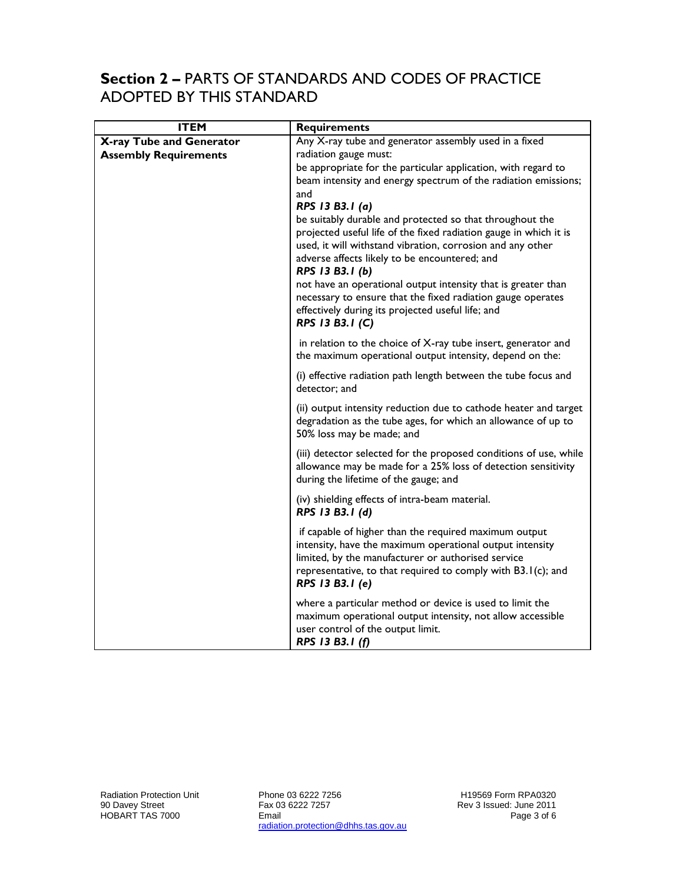## **Section 2 –** PARTS OF STANDARDS AND CODES OF PRACTICE ADOPTED BY THIS STANDARD

| ITEM | Requirements |
|---|---|
| **X-ray Tube and Generator Assembly Requirements** | Any X-ray tube and generator assembly used in a fixed radiation gauge must:<br>be appropriate for the particular application, with regard to beam intensity and energy spectrum of the radiation emissions; and<br>***RPS 13 B3.1 (a)***<br>be suitably durable and protected so that throughout the projected useful life of the fixed radiation gauge in which it is used, it will withstand vibration, corrosion and any other adverse affects likely to be encountered; and<br>***RPS 13 B3.1 (b)***<br>not have an operational output intensity that is greater than necessary to ensure that the fixed radiation gauge operates effectively during its projected useful life; and<br>***RPS 13 B3.1 (C)*** |
| | in relation to the choice of X-ray tube insert, generator and the maximum operational output intensity, depend on the: |
| | (i) effective radiation path length between the tube focus and detector; and |
| | (ii) output intensity reduction due to cathode heater and target degradation as the tube ages, for which an allowance of up to 50% loss may be made; and |
| | (iii) detector selected for the proposed conditions of use, while allowance may be made for a 25% loss of detection sensitivity during the lifetime of the gauge; and |
| | (iv) shielding effects of intra-beam material.<br>***RPS 13 B3.1 (d)*** |
| | if capable of higher than the required maximum output intensity, have the maximum operational output intensity limited, by the manufacturer or authorised service representative, to that required to comply with B3.1(c); and<br>***RPS 13 B3.1 (e)*** |
| | where a particular method or device is used to limit the maximum operational output intensity, not allow accessible user control of the output limit.<br>***RPS 13 B3.1 (f)*** |

Radiation Protection Unit
90 Davey Street
HOBART TAS 7000

Phone 03 6222 7256
Fax 03 6222 7257
Email
radiation.protection@dhhs.tas.gov.au

H19569 Form RPA0320
Rev 3 Issued: June 2011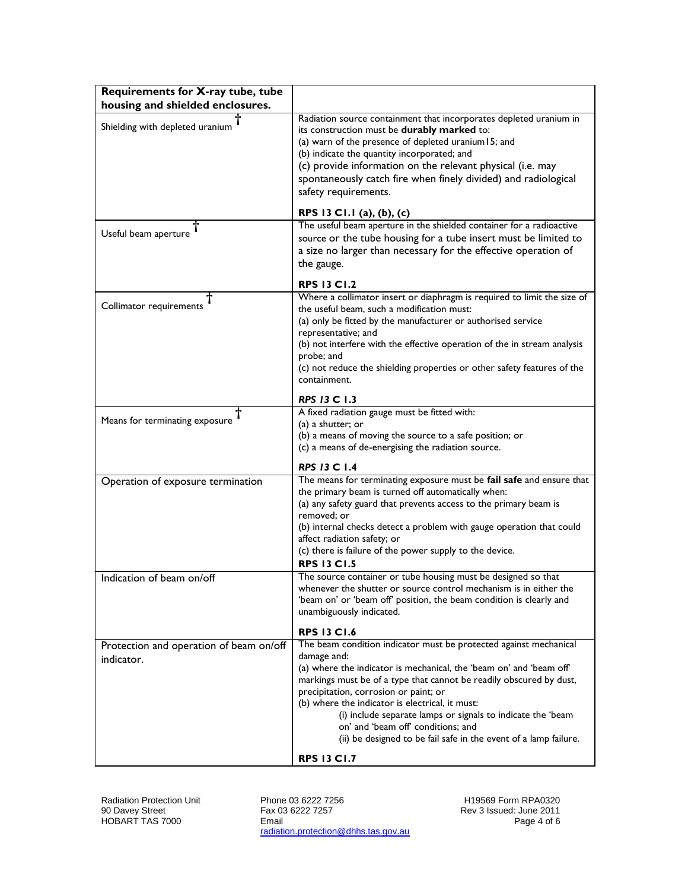| Requirements for X-ray tube, tube housing and shielded enclosures. | |
|---|---|
| Shielding with depleted uranium † | Radiation source containment that incorporates depleted uranium in its construction must be **durably marked** to:<br>(a) warn of the presence of depleted uranium15; and<br>(b) indicate the quantity incorporated; and<br>(c) provide information on the relevant physical (i.e. may spontaneously catch fire when finely divided) and radiological safety requirements.<br><br>**RPS 13 C1.1 (a), (b), (c)** |
| Useful beam aperture † | The useful beam aperture in the shielded container for a radioactive source or the tube housing for a tube insert must be limited to a size no larger than necessary for the effective operation of the gauge.<br><br>**RPS 13 C1.2** |
| Collimator requirements † | Where a collimator insert or diaphragm is required to limit the size of the useful beam, such a modification must:<br>(a) only be fitted by the manufacturer or authorised service representative; and<br>(b) not interfere with the effective operation of the in stream analysis probe; and<br>(c) not reduce the shielding properties or other safety features of the containment.<br><br>***RPS 13* C 1.3** |
| Means for terminating exposure † | A fixed radiation gauge must be fitted with:<br>(a) a shutter; or<br>(b) a means of moving the source to a safe position; or<br>(c) a means of de-energising the radiation source.<br><br>***RPS 13* C 1.4** |
| Operation of exposure termination | The means for terminating exposure must be **fail safe** and ensure that the primary beam is turned off automatically when:<br>(a) any safety guard that prevents access to the primary beam is removed; or<br>(b) internal checks detect a problem with gauge operation that could affect radiation safety; or<br>(c) there is failure of the power supply to the device.<br>**RPS 13 C1.5** |
| Indication of beam on/off | The source container or tube housing must be designed so that whenever the shutter or source control mechanism is in either the 'beam on' or 'beam off' position, the beam condition is clearly and unambiguously indicated.<br><br>**RPS 13 C1.6** |
| Protection and operation of beam on/off indicator. | The beam condition indicator must be protected against mechanical damage and:<br>(a) where the indicator is mechanical, the 'beam on' and 'beam off' markings must be of a type that cannot be readily obscured by dust, precipitation, corrosion or paint; or<br>(b) where the indicator is electrical, it must:<br>(i) include separate lamps or signals to indicate the 'beam on' and 'beam off' conditions; and<br>(ii) be designed to be fail safe in the event of a lamp failure.<br><br>**RPS 13 C1.7** |

Radiation Protection Unit
90 Davey Street
HOBART TAS 7000

Phone 03 6222 7256
Fax 03 6222 7257
Email
radiation.protection@dhhs.tas.gov.au

H19569 Form RPA0320
Rev 3 Issued: June 2011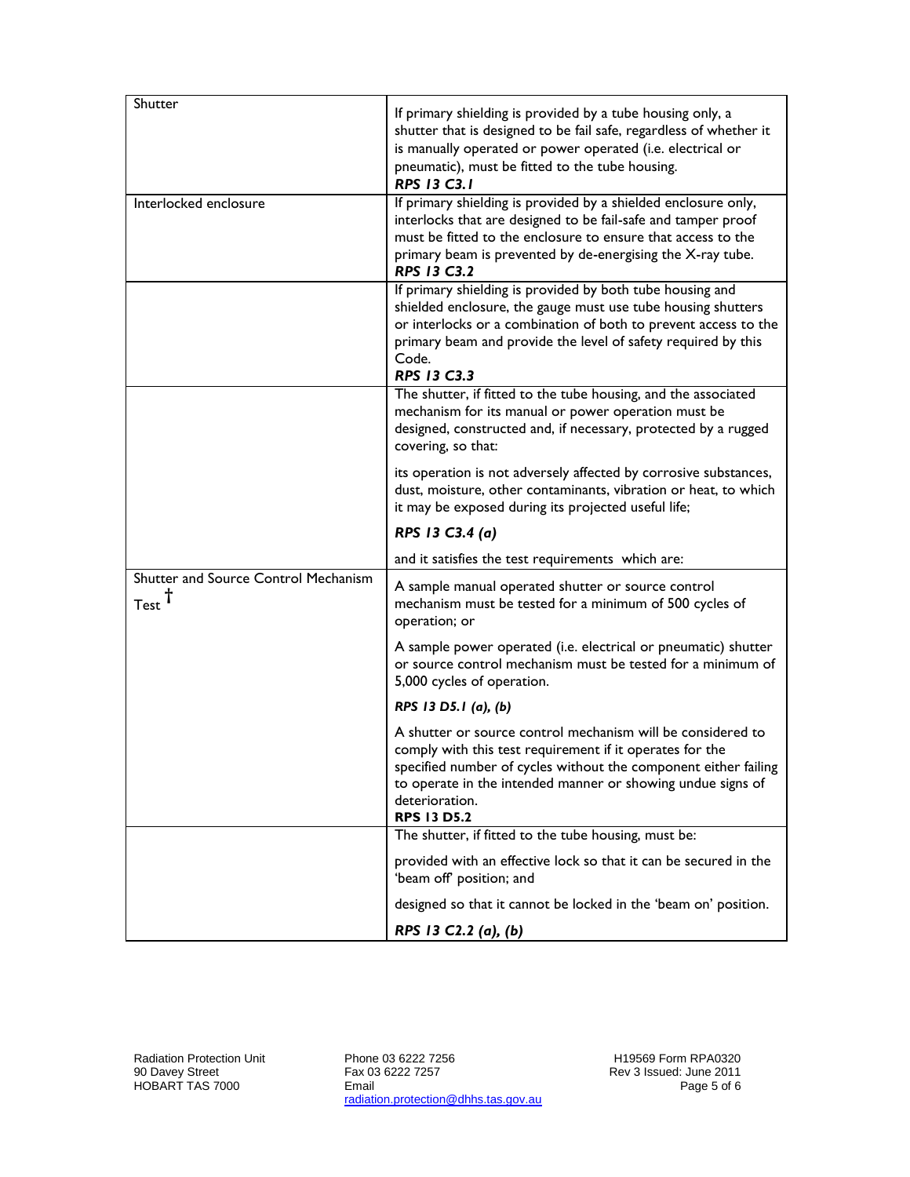| | |
|---|---|
| Shutter | If primary shielding is provided by a tube housing only, a shutter that is designed to be fail safe, regardless of whether it is manually operated or power operated (i.e. electrical or pneumatic), must be fitted to the tube housing.<br>***RPS 13 C3.1*** |
| Interlocked enclosure | If primary shielding is provided by a shielded enclosure only, interlocks that are designed to be fail-safe and tamper proof must be fitted to the enclosure to ensure that access to the primary beam is prevented by de-energising the X-ray tube.<br>***RPS 13 C3.2*** |
| | If primary shielding is provided by both tube housing and shielded enclosure, the gauge must use tube housing shutters or interlocks or a combination of both to prevent access to the primary beam and provide the level of safety required by this Code.<br>***RPS 13 C3.3*** |
| | The shutter, if fitted to the tube housing, and the associated mechanism for its manual or power operation must be designed, constructed and, if necessary, protected by a rugged covering, so that:<br><br>its operation is not adversely affected by corrosive substances, dust, moisture, other contaminants, vibration or heat, to which it may be exposed during its projected useful life;<br><br>***RPS 13 C3.4 (a)***<br><br>and it satisfies the test requirements which are: |
| Shutter and Source Control Mechanism Test † | A sample manual operated shutter or source control mechanism must be tested for a minimum of 500 cycles of operation; or<br><br>A sample power operated (i.e. electrical or pneumatic) shutter or source control mechanism must be tested for a minimum of 5,000 cycles of operation.<br><br>***RPS 13 D5.1 (a), (b)***<br><br>A shutter or source control mechanism will be considered to comply with this test requirement if it operates for the specified number of cycles without the component either failing to operate in the intended manner or showing undue signs of deterioration.<br>**RPS 13 D5.2** |
| | The shutter, if fitted to the tube housing, must be:<br><br>provided with an effective lock so that it can be secured in the 'beam off' position; and<br><br>designed so that it cannot be locked in the 'beam on' position.<br><br>***RPS 13 C2.2 (a), (b)*** |

Radiation Protection Unit
90 Davey Street
HOBART TAS 7000

Phone 03 6222 7256
Fax 03 6222 7257
Email
radiation.protection@dhhs.tas.gov.au

H19569 Form RPA0320
Rev 3 Issued: June 2011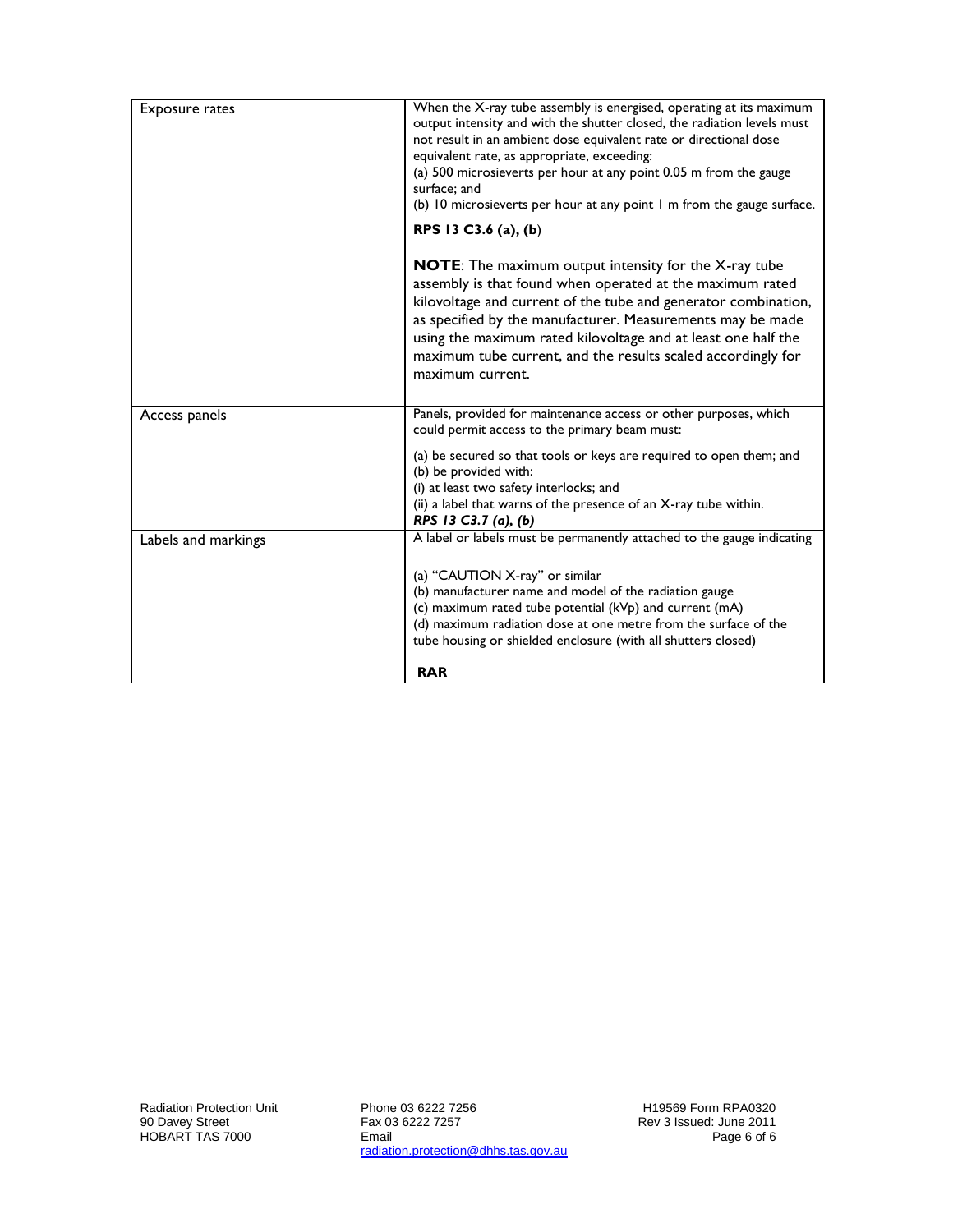| | |
|---|---|
| Exposure rates | When the X-ray tube assembly is energised, operating at its maximum output intensity and with the shutter closed, the radiation levels must not result in an ambient dose equivalent rate or directional dose equivalent rate, as appropriate, exceeding:<br>(a) 500 microsieverts per hour at any point 0.05 m from the gauge surface; and<br>(b) 10 microsieverts per hour at any point 1 m from the gauge surface.<br><br>**RPS 13 C3.6 (a), (b)**<br><br>**NOTE**: The maximum output intensity for the X-ray tube assembly is that found when operated at the maximum rated kilovoltage and current of the tube and generator combination, as specified by the manufacturer. Measurements may be made using the maximum rated kilovoltage and at least one half the maximum tube current, and the results scaled accordingly for maximum current. |
| Access panels | Panels, provided for maintenance access or other purposes, which could permit access to the primary beam must:<br><br>(a) be secured so that tools or keys are required to open them; and<br>(b) be provided with:<br>(i) at least two safety interlocks; and<br>(ii) a label that warns of the presence of an X-ray tube within.<br>***RPS 13 C3.7 (a), (b)*** |
| Labels and markings | A label or labels must be permanently attached to the gauge indicating<br><br>(a) "CAUTION X-ray" or similar<br>(b) manufacturer name and model of the radiation gauge<br>(c) maximum rated tube potential (kVp) and current (mA)<br>(d) maximum radiation dose at one metre from the surface of the tube housing or shielded enclosure (with all shutters closed)<br><br>**RAR** |

Radiation Protection Unit
90 Davey Street
HOBART TAS 7000

Phone 03 6222 7256
Fax 03 6222 7257
Email
radiation.protection@dhhs.tas.gov.au

H19569 Form RPA0320
Rev 3 Issued: June 2011